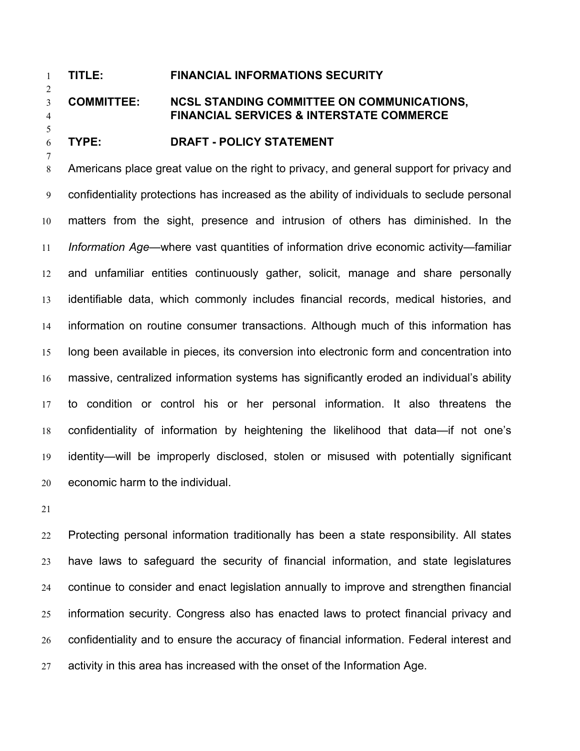**TITLE:** FINANCIAL INFORMATIONS SECURITY

**COMMITTEE:** NCSL STANDING COMMITTEE ON COMMUNICATIONS, FINANCIAL SERVICES & INTERSTATE COMMERCE

**TYPE:** DRAFT - POLICY STATEMENT

Americans place great value on the right to privacy, and general support for privacy and confidentiality protections has increased as the ability of individuals to seclude personal matters from the sight, presence and intrusion of others has diminished. In the *Information Age*—where vast quantities of information drive economic activity—familiar and unfamiliar entities continuously gather, solicit, manage and share personally identifiable data, which commonly includes financial records, medical histories, and information on routine consumer transactions. Although much of this information has long been available in pieces, its conversion into electronic form and concentration into massive, centralized information systems has significantly eroded an individual's ability to condition or control his or her personal information. It also threatens the confidentiality of information by heightening the likelihood that data—if not one's identity—will be improperly disclosed, stolen or misused with potentially significant economic harm to the individual.

Protecting personal information traditionally has been a state responsibility. All states have laws to safeguard the security of financial information, and state legislatures continue to consider and enact legislation annually to improve and strengthen financial information security. Congress also has enacted laws to protect financial privacy and confidentiality and to ensure the accuracy of financial information. Federal interest and activity in this area has increased with the onset of the Information Age.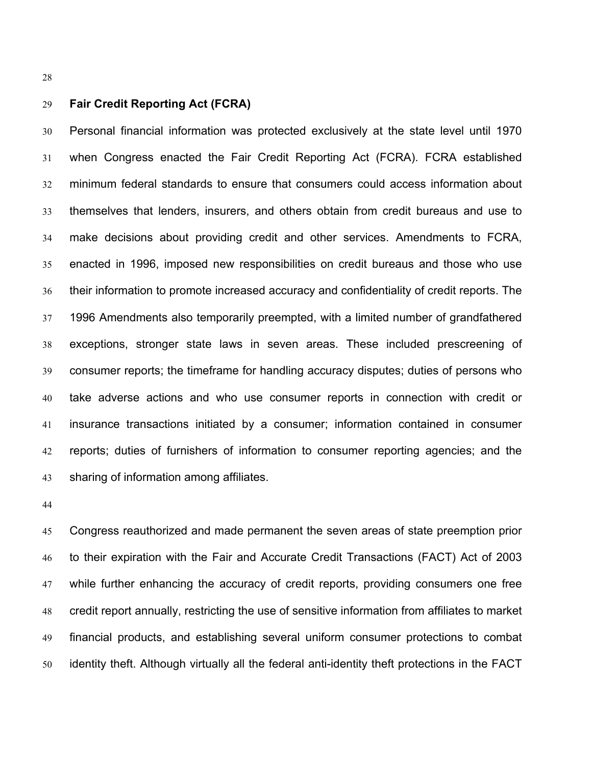## Fair Credit Reporting Act (FCRA)

Personal financial information was protected exclusively at the state level until 1970 when Congress enacted the Fair Credit Reporting Act (FCRA). FCRA established minimum federal standards to ensure that consumers could access information about themselves that lenders, insurers, and others obtain from credit bureaus and use to make decisions about providing credit and other services. Amendments to FCRA, enacted in 1996, imposed new responsibilities on credit bureaus and those who use their information to promote increased accuracy and confidentiality of credit reports. The 1996 Amendments also temporarily preempted, with a limited number of grandfathered exceptions, stronger state laws in seven areas. These included prescreening of consumer reports; the timeframe for handling accuracy disputes; duties of persons who take adverse actions and who use consumer reports in connection with credit or insurance transactions initiated by a consumer; information contained in consumer reports; duties of furnishers of information to consumer reporting agencies; and the sharing of information among affiliates.

Congress reauthorized and made permanent the seven areas of state preemption prior to their expiration with the Fair and Accurate Credit Transactions (FACT) Act of 2003 while further enhancing the accuracy of credit reports, providing consumers one free credit report annually, restricting the use of sensitive information from affiliates to market financial products, and establishing several uniform consumer protections to combat identity theft. Although virtually all the federal anti-identity theft protections in the FACT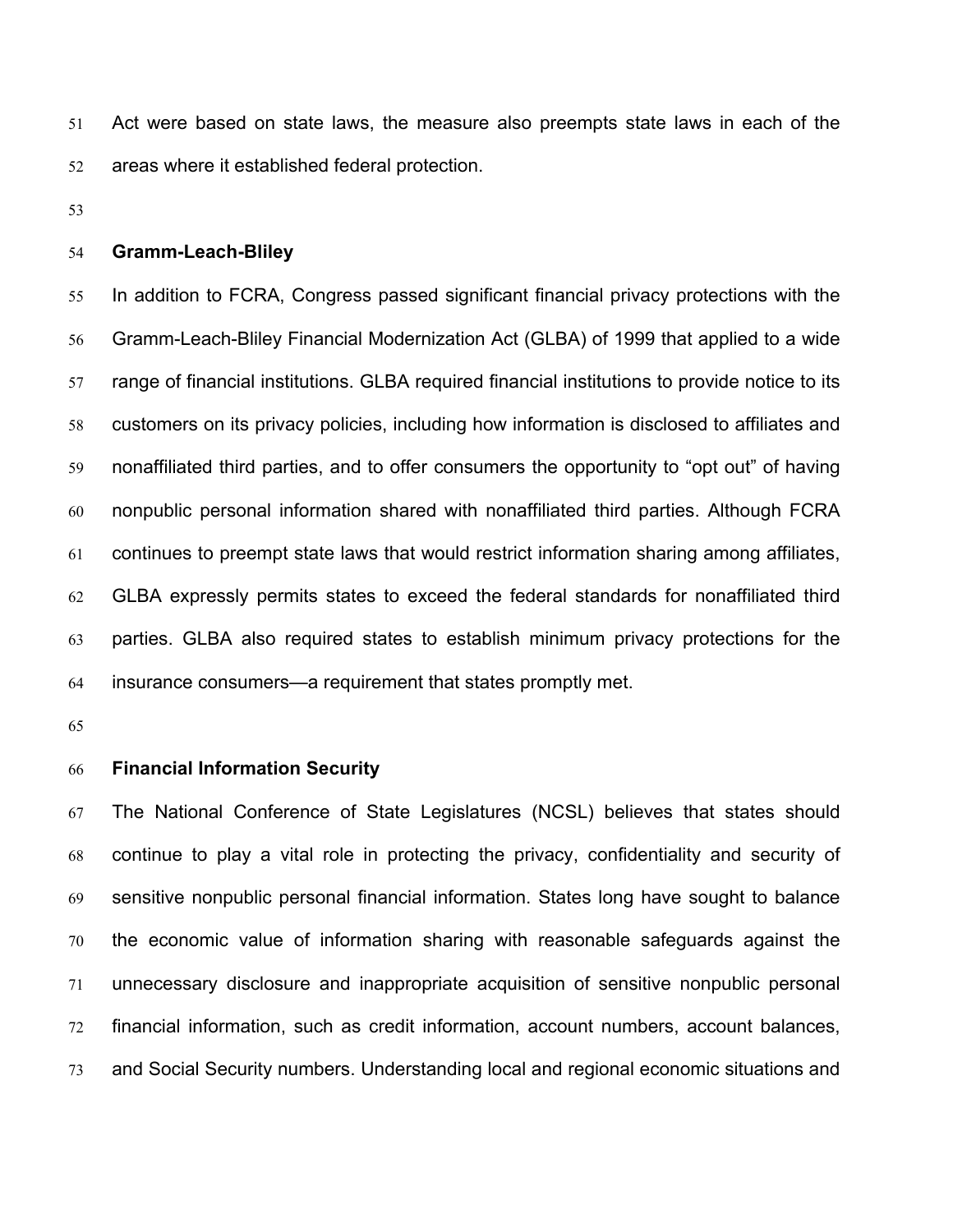Act were based on state laws, the measure also preempts state laws in each of the areas where it established federal protection.

## Gramm-Leach-Bliley

In addition to FCRA, Congress passed significant financial privacy protections with the Gramm-Leach-Bliley Financial Modernization Act (GLBA) of 1999 that applied to a wide range of financial institutions. GLBA required financial institutions to provide notice to its customers on its privacy policies, including how information is disclosed to affiliates and nonaffiliated third parties, and to offer consumers the opportunity to "opt out" of having nonpublic personal information shared with nonaffiliated third parties. Although FCRA continues to preempt state laws that would restrict information sharing among affiliates, GLBA expressly permits states to exceed the federal standards for nonaffiliated third parties. GLBA also required states to establish minimum privacy protections for the insurance consumers—a requirement that states promptly met.

## Financial Information Security

The National Conference of State Legislatures (NCSL) believes that states should continue to play a vital role in protecting the privacy, confidentiality and security of sensitive nonpublic personal financial information. States long have sought to balance the economic value of information sharing with reasonable safeguards against the unnecessary disclosure and inappropriate acquisition of sensitive nonpublic personal financial information, such as credit information, account numbers, account balances, and Social Security numbers. Understanding local and regional economic situations and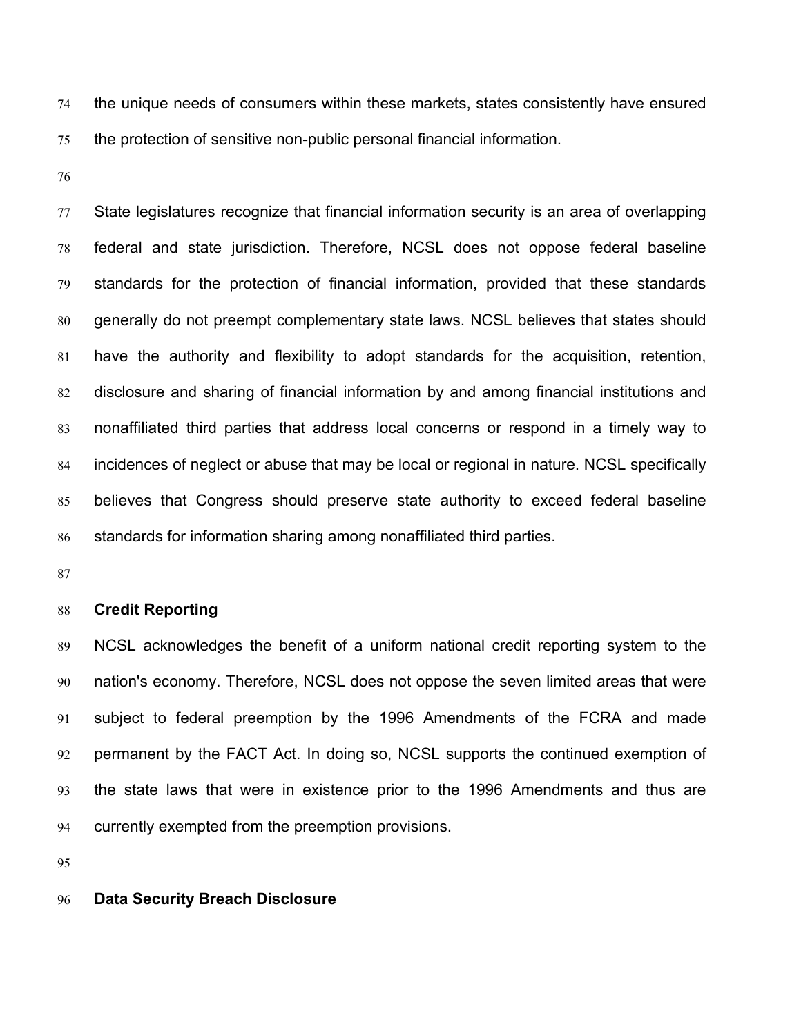the unique needs of consumers within these markets, states consistently have ensured the protection of sensitive non-public personal financial information.

State legislatures recognize that financial information security is an area of overlapping federal and state jurisdiction. Therefore, NCSL does not oppose federal baseline standards for the protection of financial information, provided that these standards generally do not preempt complementary state laws. NCSL believes that states should have the authority and flexibility to adopt standards for the acquisition, retention, disclosure and sharing of financial information by and among financial institutions and nonaffiliated third parties that address local concerns or respond in a timely way to incidences of neglect or abuse that may be local or regional in nature. NCSL specifically believes that Congress should preserve state authority to exceed federal baseline standards for information sharing among nonaffiliated third parties.

**Credit Reporting**

NCSL acknowledges the benefit of a uniform national credit reporting system to the nation's economy. Therefore, NCSL does not oppose the seven limited areas that were subject to federal preemption by the 1996 Amendments of the FCRA and made permanent by the FACT Act. In doing so, NCSL supports the continued exemption of the state laws that were in existence prior to the 1996 Amendments and thus are currently exempted from the preemption provisions.

**Data Security Breach Disclosure**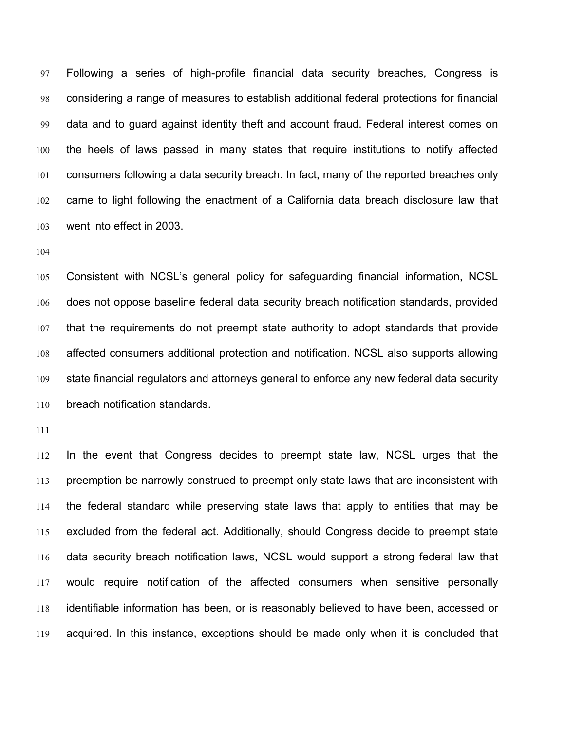Following a series of high-profile financial data security breaches, Congress is considering a range of measures to establish additional federal protections for financial data and to guard against identity theft and account fraud. Federal interest comes on the heels of laws passed in many states that require institutions to notify affected consumers following a data security breach. In fact, many of the reported breaches only came to light following the enactment of a California data breach disclosure law that went into effect in 2003.

Consistent with NCSL's general policy for safeguarding financial information, NCSL does not oppose baseline federal data security breach notification standards, provided that the requirements do not preempt state authority to adopt standards that provide affected consumers additional protection and notification. NCSL also supports allowing state financial regulators and attorneys general to enforce any new federal data security breach notification standards.

In the event that Congress decides to preempt state law, NCSL urges that the preemption be narrowly construed to preempt only state laws that are inconsistent with the federal standard while preserving state laws that apply to entities that may be excluded from the federal act. Additionally, should Congress decide to preempt state data security breach notification laws, NCSL would support a strong federal law that would require notification of the affected consumers when sensitive personally identifiable information has been, or is reasonably believed to have been, accessed or acquired. In this instance, exceptions should be made only when it is concluded that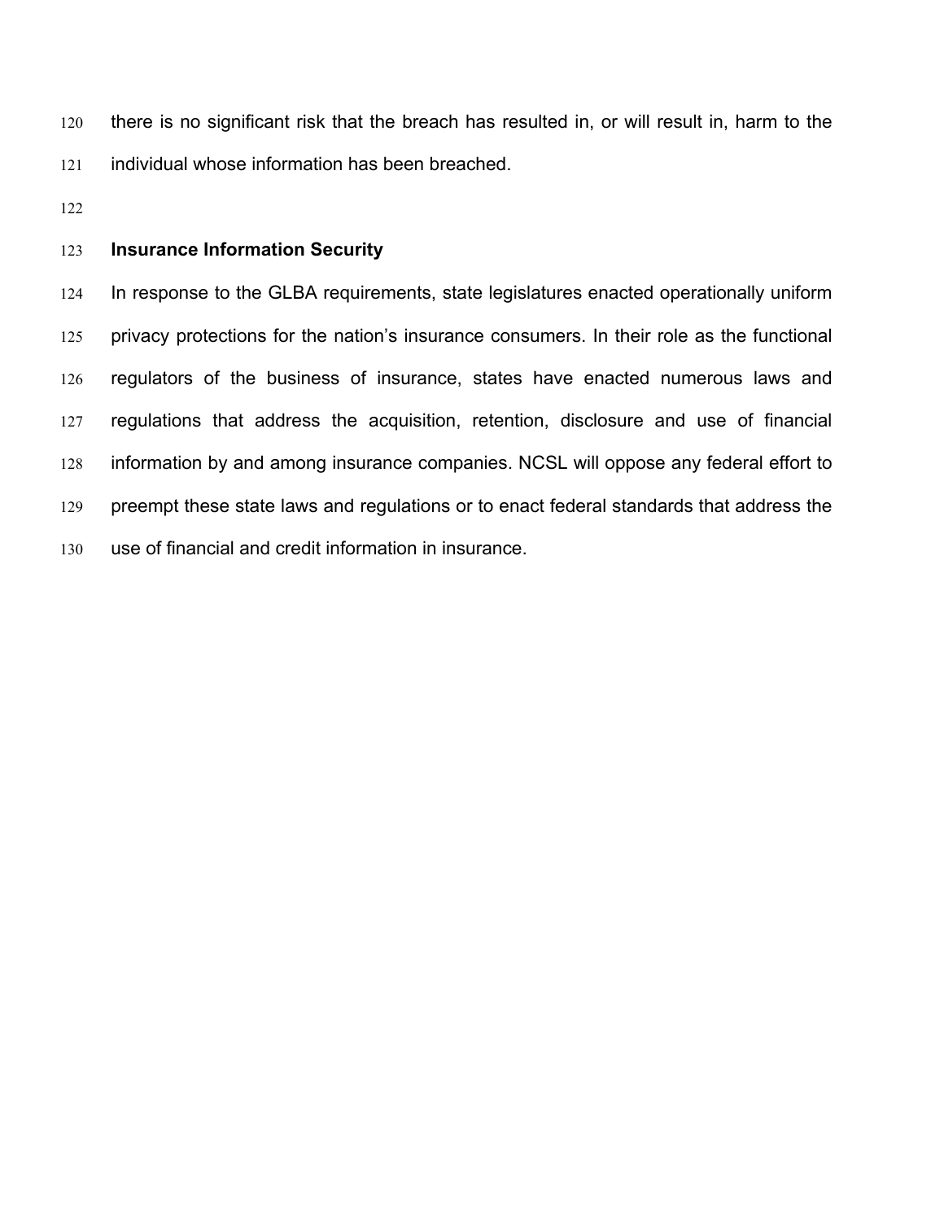there is no significant risk that the breach has resulted in, or will result in, harm to the individual whose information has been breached.

**Insurance Information Security**

In response to the GLBA requirements, state legislatures enacted operationally uniform privacy protections for the nation's insurance consumers. In their role as the functional regulators of the business of insurance, states have enacted numerous laws and regulations that address the acquisition, retention, disclosure and use of financial information by and among insurance companies. NCSL will oppose any federal effort to preempt these state laws and regulations or to enact federal standards that address the use of financial and credit information in insurance.